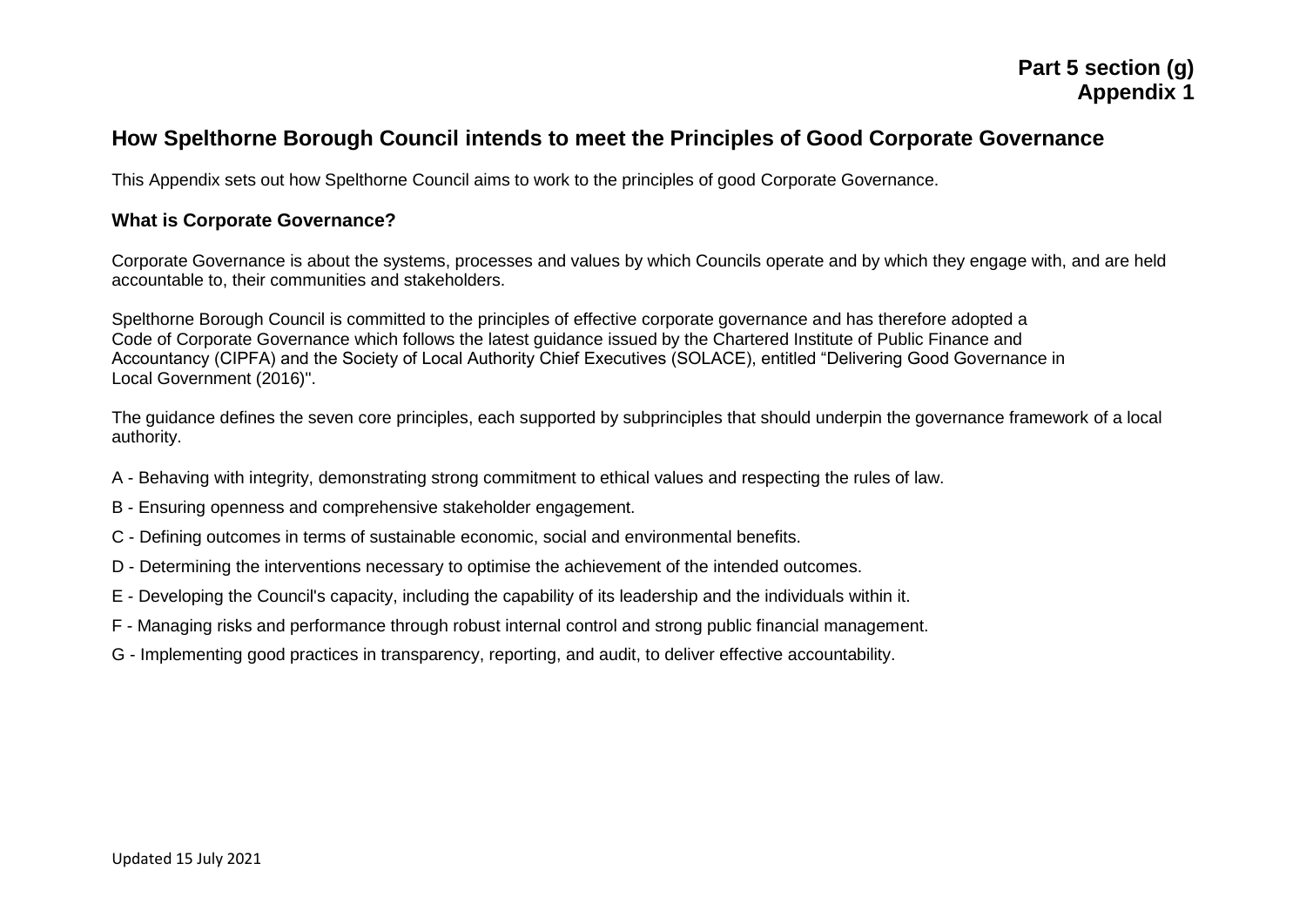**Part 5 section (g)**
**Appendix 1**

## How Spelthorne Borough Council intends to meet the Principles of Good Corporate Governance

This Appendix sets out how Spelthorne Council aims to work to the principles of good Corporate Governance.

### What is Corporate Governance?

Corporate Governance is about the systems, processes and values by which Councils operate and by which they engage with, and are held accountable to, their communities and stakeholders.

Spelthorne Borough Council is committed to the principles of effective corporate governance and has therefore adopted a Code of Corporate Governance which follows the latest guidance issued by the Chartered Institute of Public Finance and Accountancy (CIPFA) and the Society of Local Authority Chief Executives (SOLACE), entitled "Delivering Good Governance in Local Government (2016)".

The guidance defines the seven core principles, each supported by subprinciples that should underpin the governance framework of a local authority.

A - Behaving with integrity, demonstrating strong commitment to ethical values and respecting the rules of law.

B - Ensuring openness and comprehensive stakeholder engagement.

C - Defining outcomes in terms of sustainable economic, social and environmental benefits.

D - Determining the interventions necessary to optimise the achievement of the intended outcomes.

E - Developing the Council's capacity, including the capability of its leadership and the individuals within it.

F - Managing risks and performance through robust internal control and strong public financial management.

G - Implementing good practices in transparency, reporting, and audit, to deliver effective accountability.

Updated 15 July 2021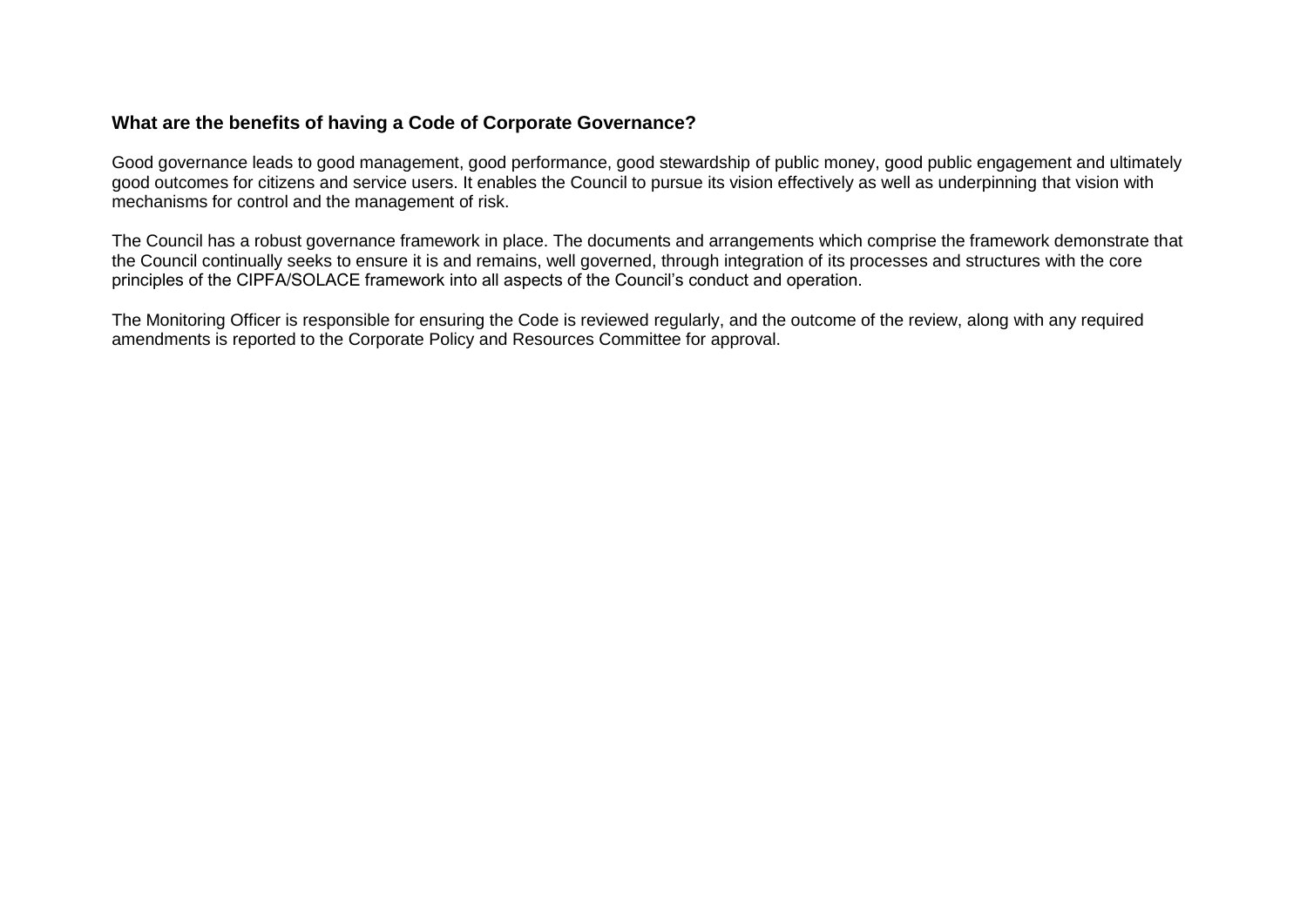**What are the benefits of having a Code of Corporate Governance?**

Good governance leads to good management, good performance, good stewardship of public money, good public engagement and ultimately good outcomes for citizens and service users. It enables the Council to pursue its vision effectively as well as underpinning that vision with mechanisms for control and the management of risk.

The Council has a robust governance framework in place. The documents and arrangements which comprise the framework demonstrate that the Council continually seeks to ensure it is and remains, well governed, through integration of its processes and structures with the core principles of the CIPFA/SOLACE framework into all aspects of the Council's conduct and operation.

The Monitoring Officer is responsible for ensuring the Code is reviewed regularly, and the outcome of the review, along with any required amendments is reported to the Corporate Policy and Resources Committee for approval.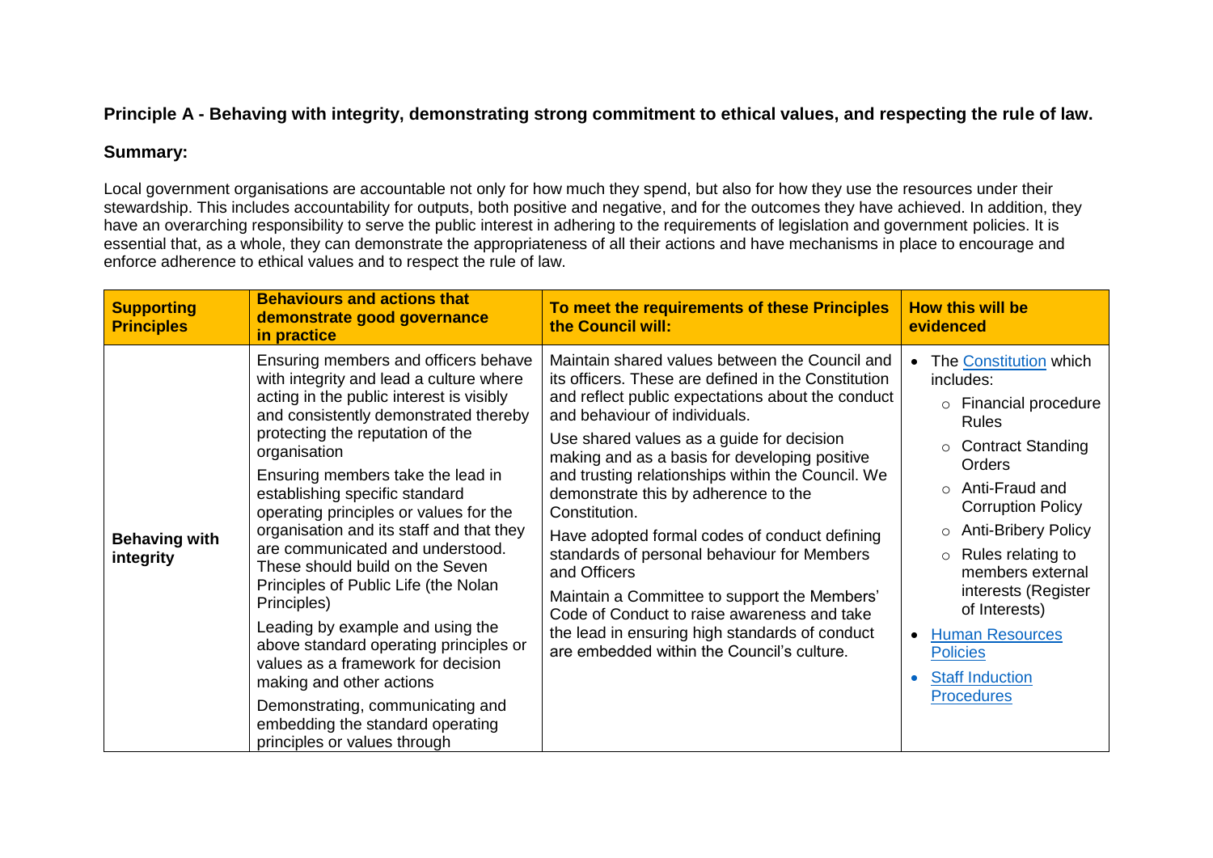## Principle A - Behaving with integrity, demonstrating strong commitment to ethical values, and respecting the rule of law.

### Summary:

Local government organisations are accountable not only for how much they spend, but also for how they use the resources under their stewardship. This includes accountability for outputs, both positive and negative, and for the outcomes they have achieved. In addition, they have an overarching responsibility to serve the public interest in adhering to the requirements of legislation and government policies. It is essential that, as a whole, they can demonstrate the appropriateness of all their actions and have mechanisms in place to encourage and enforce adherence to ethical values and to respect the rule of law.

| Supporting Principles | Behaviours and actions that demonstrate good governance in practice | To meet the requirements of these Principles the Council will: | How this will be evidenced |
|---|---|---|---|
| **Behaving with integrity** | Ensuring members and officers behave with integrity and lead a culture where acting in the public interest is visibly and consistently demonstrated thereby protecting the reputation of the organisation<br><br>Ensuring members take the lead in establishing specific standard operating principles or values for the organisation and its staff and that they are communicated and understood. These should build on the Seven Principles of Public Life (the Nolan Principles)<br><br>Leading by example and using the above standard operating principles or values as a framework for decision making and other actions<br><br>Demonstrating, communicating and embedding the standard operating principles or values through | Maintain shared values between the Council and its officers. These are defined in the Constitution and reflect public expectations about the conduct and behaviour of individuals.<br><br>Use shared values as a guide for decision making and as a basis for developing positive and trusting relationships within the Council. We demonstrate this by adherence to the Constitution.<br><br>Have adopted formal codes of conduct defining standards of personal behaviour for Members and Officers<br><br>Maintain a Committee to support the Members' Code of Conduct to raise awareness and take the lead in ensuring high standards of conduct are embedded within the Council's culture. | • The Constitution which includes:<br>&nbsp;&nbsp;○ Financial procedure Rules<br>&nbsp;&nbsp;○ Contract Standing Orders<br>&nbsp;&nbsp;○ Anti-Fraud and Corruption Policy<br>&nbsp;&nbsp;○ Anti-Bribery Policy<br>&nbsp;&nbsp;○ Rules relating to members external interests (Register of Interests)<br>• Human Resources Policies<br>• Staff Induction Procedures |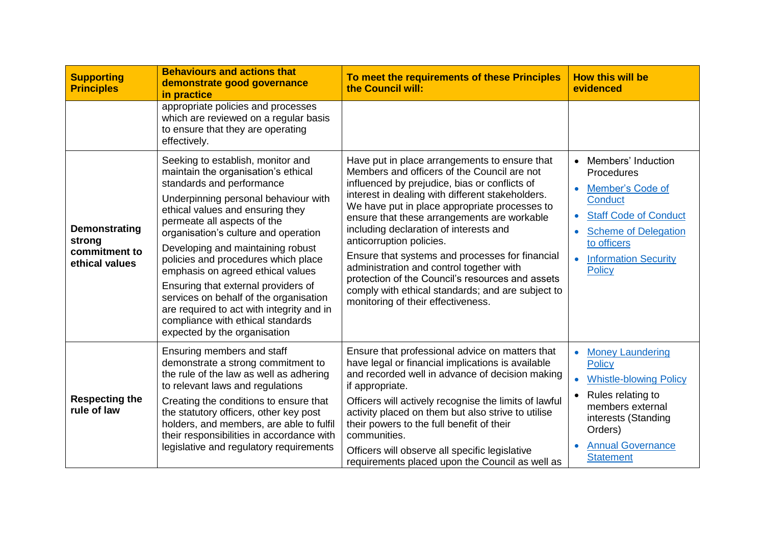| Supporting Principles | Behaviours and actions that demonstrate good governance in practice | To meet the requirements of these Principles the Council will: | How this will be evidenced |
|---|---|---|---|
| | appropriate policies and processes which are reviewed on a regular basis to ensure that they are operating effectively. | | |
| **Demonstrating strong commitment to ethical values** | Seeking to establish, monitor and maintain the organisation's ethical standards and performance<br><br>Underpinning personal behaviour with ethical values and ensuring they permeate all aspects of the organisation's culture and operation<br><br>Developing and maintaining robust policies and procedures which place emphasis on agreed ethical values<br><br>Ensuring that external providers of services on behalf of the organisation are required to act with integrity and in compliance with ethical standards expected by the organisation | Have put in place arrangements to ensure that Members and officers of the Council are not influenced by prejudice, bias or conflicts of interest in dealing with different stakeholders. We have put in place appropriate processes to ensure that these arrangements are workable including declaration of interests and anticorruption policies.<br><br>Ensure that systems and processes for financial administration and control together with protection of the Council's resources and assets comply with ethical standards; and are subject to monitoring of their effectiveness. | • Members' Induction Procedures<br>• Member's Code of Conduct<br>• Staff Code of Conduct<br>• Scheme of Delegation to officers<br>• Information Security Policy |
| **Respecting the rule of law** | Ensuring members and staff demonstrate a strong commitment to the rule of the law as well as adhering to relevant laws and regulations<br><br>Creating the conditions to ensure that the statutory officers, other key post holders, and members, are able to fulfil their responsibilities in accordance with legislative and regulatory requirements | Ensure that professional advice on matters that have legal or financial implications is available and recorded well in advance of decision making if appropriate.<br><br>Officers will actively recognise the limits of lawful activity placed on them but also strive to utilise their powers to the full benefit of their communities.<br><br>Officers will observe all specific legislative requirements placed upon the Council as well as | • Money Laundering Policy<br>• Whistle-blowing Policy<br>• Rules relating to members external interests (Standing Orders)<br>• Annual Governance Statement |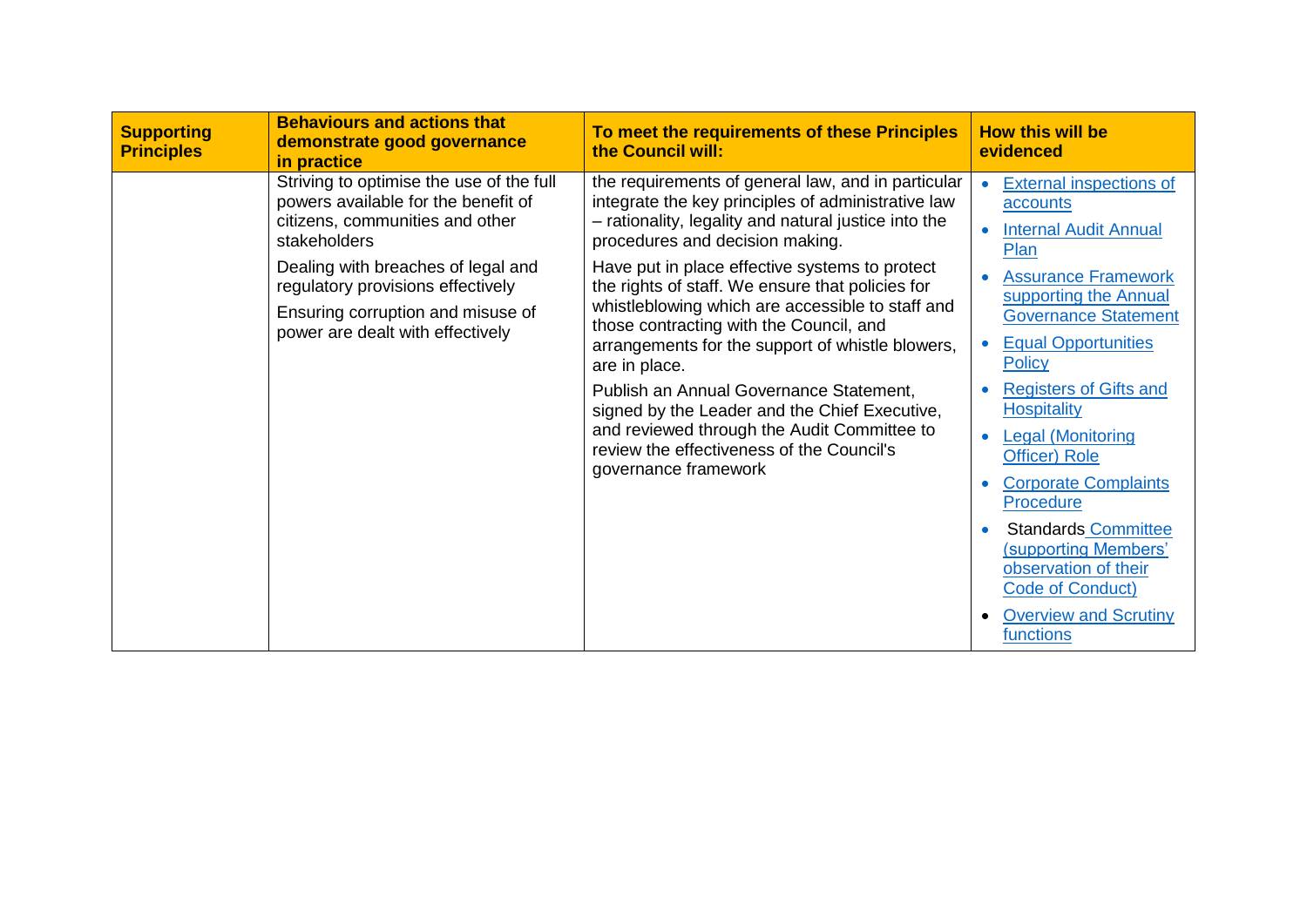| Supporting Principles | Behaviours and actions that demonstrate good governance in practice | To meet the requirements of these Principles the Council will: | How this will be evidenced |
|---|---|---|---|
| | Striving to optimise the use of the full powers available for the benefit of citizens, communities and other stakeholders<br><br>Dealing with breaches of legal and regulatory provisions effectively<br><br>Ensuring corruption and misuse of power are dealt with effectively | the requirements of general law, and in particular integrate the key principles of administrative law – rationality, legality and natural justice into the procedures and decision making.<br><br>Have put in place effective systems to protect the rights of staff. We ensure that policies for whistleblowing which are accessible to staff and those contracting with the Council, and arrangements for the support of whistle blowers, are in place.<br><br>Publish an Annual Governance Statement, signed by the Leader and the Chief Executive, and reviewed through the Audit Committee to review the effectiveness of the Council's governance framework | • External inspections of accounts<br>• Internal Audit Annual Plan<br>• Assurance Framework supporting the Annual Governance Statement<br>• Equal Opportunities Policy<br>• Registers of Gifts and Hospitality<br>• Legal (Monitoring Officer) Role<br>• Corporate Complaints Procedure<br>• Standards Committee (supporting Members' observation of their Code of Conduct)<br>• Overview and Scrutiny functions |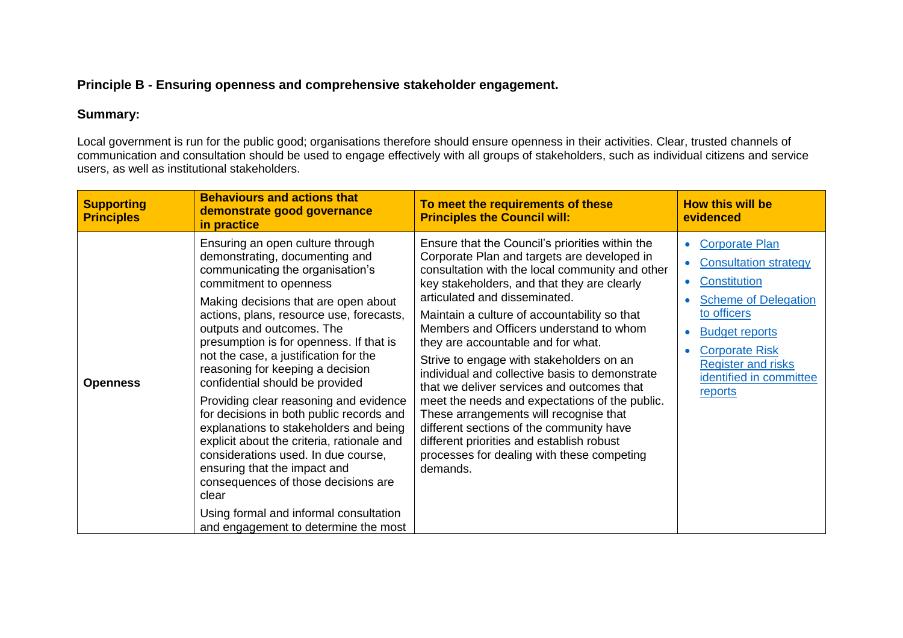**Principle B - Ensuring openness and comprehensive stakeholder engagement.**

**Summary:**

Local government is run for the public good; organisations therefore should ensure openness in their activities. Clear, trusted channels of communication and consultation should be used to engage effectively with all groups of stakeholders, such as individual citizens and service users, as well as institutional stakeholders.

| Supporting Principles | Behaviours and actions that demonstrate good governance in practice | To meet the requirements of these Principles the Council will: | How this will be evidenced |
|---|---|---|---|
| **Openness** | Ensuring an open culture through demonstrating, documenting and communicating the organisation's commitment to openness<br><br>Making decisions that are open about actions, plans, resource use, forecasts, outputs and outcomes. The presumption is for openness. If that is not the case, a justification for the reasoning for keeping a decision confidential should be provided<br><br>Providing clear reasoning and evidence for decisions in both public records and explanations to stakeholders and being explicit about the criteria, rationale and considerations used. In due course, ensuring that the impact and consequences of those decisions are clear<br><br>Using formal and informal consultation and engagement to determine the most | Ensure that the Council's priorities within the Corporate Plan and targets are developed in consultation with the local community and other key stakeholders, and that they are clearly articulated and disseminated.<br><br>Maintain a culture of accountability so that Members and Officers understand to whom they are accountable and for what.<br><br>Strive to engage with stakeholders on an individual and collective basis to demonstrate that we deliver services and outcomes that meet the needs and expectations of the public. These arrangements will recognise that different sections of the community have different priorities and establish robust processes for dealing with these competing demands. | • Corporate Plan<br>• Consultation strategy<br>• Constitution<br>• Scheme of Delegation to officers<br>• Budget reports<br>• Corporate Risk Register and risks identified in committee reports |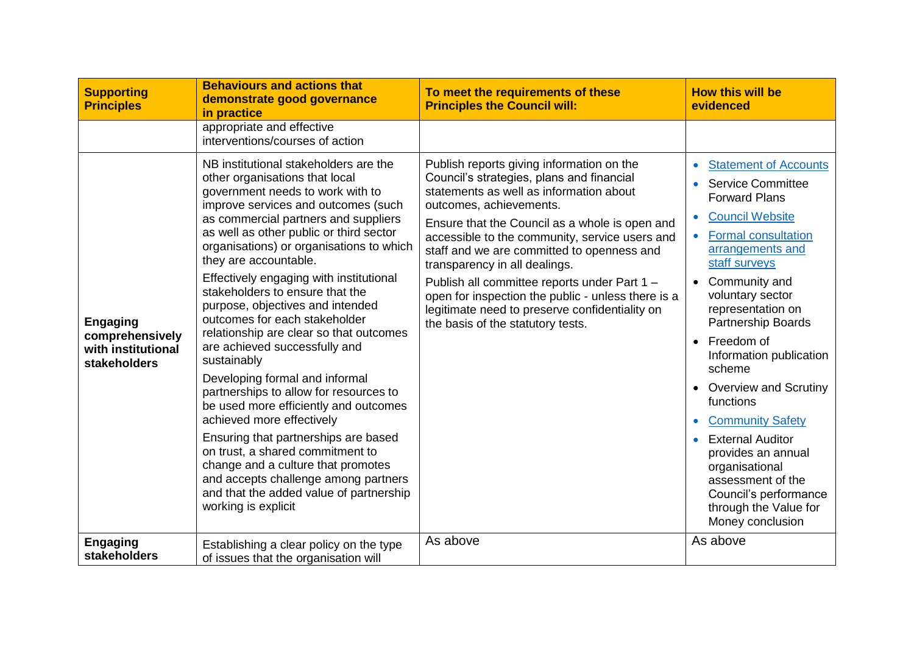| Supporting Principles | Behaviours and actions that demonstrate good governance in practice | To meet the requirements of these Principles the Council will: | How this will be evidenced |
|---|---|---|---|
| | appropriate and effective interventions/courses of action | | |
| **Engaging comprehensively with institutional stakeholders** | NB institutional stakeholders are the other organisations that local government needs to work with to improve services and outcomes (such as commercial partners and suppliers as well as other public or third sector organisations) or organisations to which they are accountable.<br><br>Effectively engaging with institutional stakeholders to ensure that the purpose, objectives and intended outcomes for each stakeholder relationship are clear so that outcomes are achieved successfully and sustainably<br><br>Developing formal and informal partnerships to allow for resources to be used more efficiently and outcomes achieved more effectively<br><br>Ensuring that partnerships are based on trust, a shared commitment to change and a culture that promotes and accepts challenge among partners and that the added value of partnership working is explicit | Publish reports giving information on the Council's strategies, plans and financial statements as well as information about outcomes, achievements.<br><br>Ensure that the Council as a whole is open and accessible to the community, service users and staff and we are committed to openness and transparency in all dealings.<br><br>Publish all committee reports under Part 1 – open for inspection the public - unless there is a legitimate need to preserve confidentiality on the basis of the statutory tests. | • Statement of Accounts<br>• Service Committee Forward Plans<br>• Council Website<br>• Formal consultation arrangements and staff surveys<br>• Community and voluntary sector representation on Partnership Boards<br>• Freedom of Information publication scheme<br>• Overview and Scrutiny functions<br>• Community Safety<br>• External Auditor provides an annual organisational assessment of the Council's performance through the Value for Money conclusion |
| **Engaging stakeholders** | Establishing a clear policy on the type of issues that the organisation will | As above | As above |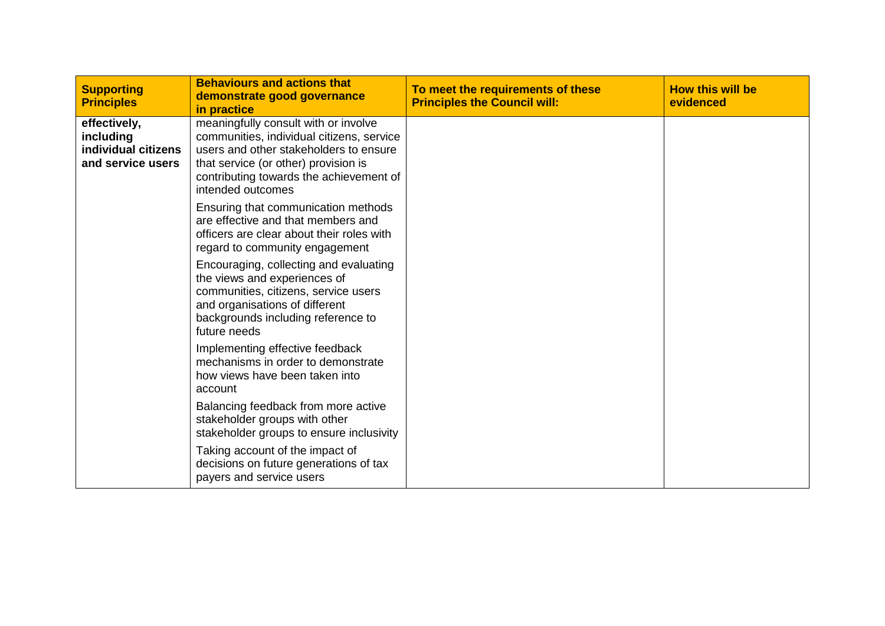| Supporting Principles | Behaviours and actions that demonstrate good governance in practice | To meet the requirements of these Principles the Council will: | How this will be evidenced |
|---|---|---|---|
| **effectively, including individual citizens and service users** | meaningfully consult with or involve communities, individual citizens, service users and other stakeholders to ensure that service (or other) provision is contributing towards the achievement of intended outcomes | | |
| | Ensuring that communication methods are effective and that members and officers are clear about their roles with regard to community engagement | | |
| | Encouraging, collecting and evaluating the views and experiences of communities, citizens, service users and organisations of different backgrounds including reference to future needs | | |
| | Implementing effective feedback mechanisms in order to demonstrate how views have been taken into account | | |
| | Balancing feedback from more active stakeholder groups with other stakeholder groups to ensure inclusivity | | |
| | Taking account of the impact of decisions on future generations of tax payers and service users | | |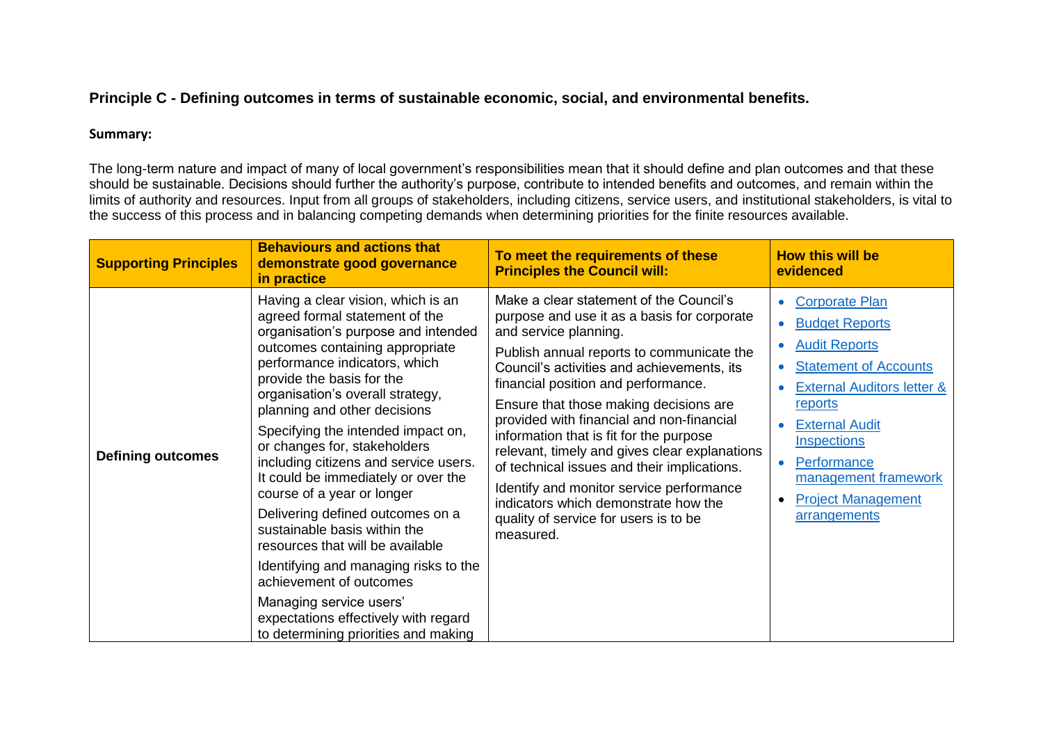## Principle C - Defining outcomes in terms of sustainable economic, social, and environmental benefits.

**Summary:**

The long-term nature and impact of many of local government's responsibilities mean that it should define and plan outcomes and that these should be sustainable. Decisions should further the authority's purpose, contribute to intended benefits and outcomes, and remain within the limits of authority and resources. Input from all groups of stakeholders, including citizens, service users, and institutional stakeholders, is vital to the success of this process and in balancing competing demands when determining priorities for the finite resources available.

| Supporting Principles | Behaviours and actions that demonstrate good governance in practice | To meet the requirements of these Principles the Council will: | How this will be evidenced |
|---|---|---|---|
| **Defining outcomes** | Having a clear vision, which is an agreed formal statement of the organisation's purpose and intended outcomes containing appropriate performance indicators, which provide the basis for the organisation's overall strategy, planning and other decisions<br>Specifying the intended impact on, or changes for, stakeholders including citizens and service users. It could be immediately or over the course of a year or longer<br>Delivering defined outcomes on a sustainable basis within the resources that will be available<br>Identifying and managing risks to the achievement of outcomes<br>Managing service users' expectations effectively with regard to determining priorities and making | Make a clear statement of the Council's purpose and use it as a basis for corporate and service planning.<br>Publish annual reports to communicate the Council's activities and achievements, its financial position and performance.<br>Ensure that those making decisions are provided with financial and non-financial information that is fit for the purpose relevant, timely and gives clear explanations of technical issues and their implications.<br>Identify and monitor service performance indicators which demonstrate how the quality of service for users is to be measured. | • Corporate Plan<br>• Budget Reports<br>• Audit Reports<br>• Statement of Accounts<br>• External Auditors letter & reports<br>• External Audit Inspections<br>• Performance management framework<br>• Project Management arrangements |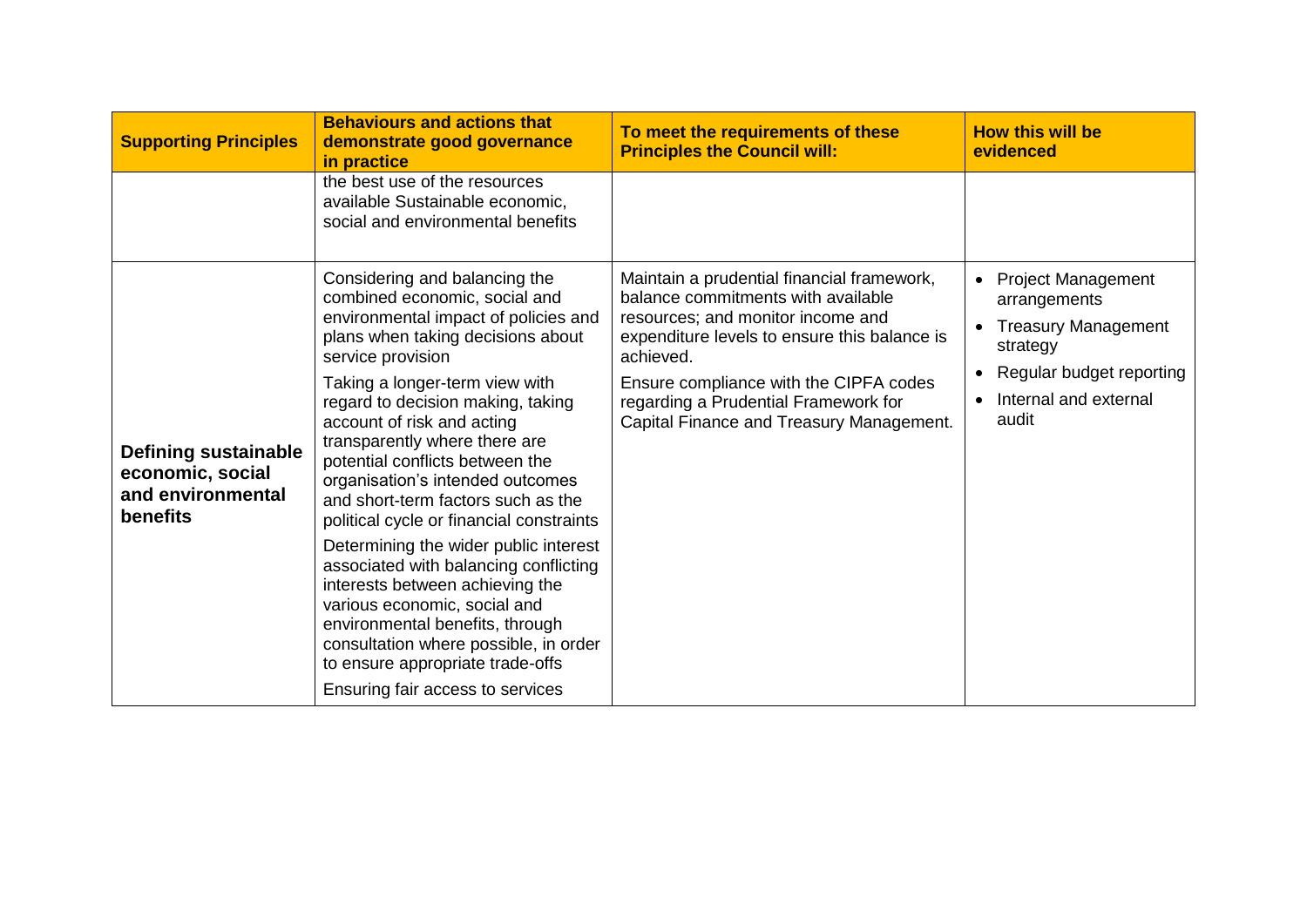| Supporting Principles | Behaviours and actions that demonstrate good governance in practice | To meet the requirements of these Principles the Council will: | How this will be evidenced |
|---|---|---|---|
| | the best use of the resources available Sustainable economic, social and environmental benefits | | |
| **Defining sustainable economic, social and environmental benefits** | Considering and balancing the combined economic, social and environmental impact of policies and plans when taking decisions about service provision<br><br>Taking a longer-term view with regard to decision making, taking account of risk and acting transparently where there are potential conflicts between the organisation's intended outcomes and short-term factors such as the political cycle or financial constraints<br><br>Determining the wider public interest associated with balancing conflicting interests between achieving the various economic, social and environmental benefits, through consultation where possible, in order to ensure appropriate trade-offs<br><br>Ensuring fair access to services | Maintain a prudential financial framework, balance commitments with available resources; and monitor income and expenditure levels to ensure this balance is achieved.<br><br>Ensure compliance with the CIPFA codes regarding a Prudential Framework for Capital Finance and Treasury Management. | • Project Management arrangements<br>• Treasury Management strategy<br>• Regular budget reporting<br>• Internal and external audit |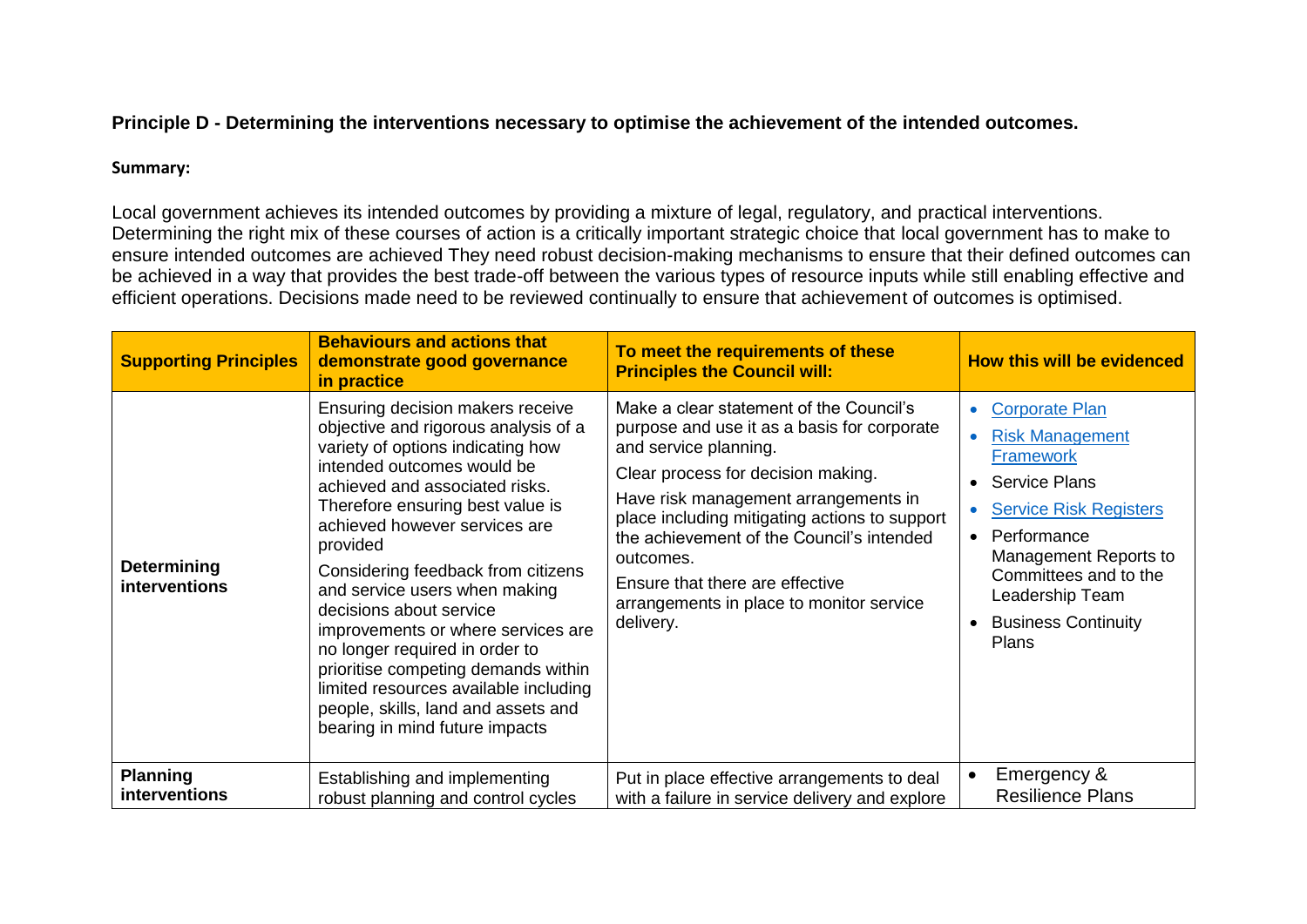**Principle D - Determining the interventions necessary to optimise the achievement of the intended outcomes.**

**Summary:**

Local government achieves its intended outcomes by providing a mixture of legal, regulatory, and practical interventions. Determining the right mix of these courses of action is a critically important strategic choice that local government has to make to ensure intended outcomes are achieved They need robust decision-making mechanisms to ensure that their defined outcomes can be achieved in a way that provides the best trade-off between the various types of resource inputs while still enabling effective and efficient operations. Decisions made need to be reviewed continually to ensure that achievement of outcomes is optimised.

| Supporting Principles | Behaviours and actions that demonstrate good governance in practice | To meet the requirements of these Principles the Council will: | How this will be evidenced |
|---|---|---|---|
| **Determining interventions** | Ensuring decision makers receive objective and rigorous analysis of a variety of options indicating how intended outcomes would be achieved and associated risks. Therefore ensuring best value is achieved however services are provided<br><br>Considering feedback from citizens and service users when making decisions about service improvements or where services are no longer required in order to prioritise competing demands within limited resources available including people, skills, land and assets and bearing in mind future impacts | Make a clear statement of the Council's purpose and use it as a basis for corporate and service planning.<br><br>Clear process for decision making.<br><br>Have risk management arrangements in place including mitigating actions to support the achievement of the Council's intended outcomes.<br><br>Ensure that there are effective arrangements in place to monitor service delivery. | • Corporate Plan<br>• Risk Management Framework<br>• Service Plans<br>• Service Risk Registers<br>• Performance Management Reports to Committees and to the Leadership Team<br>• Business Continuity Plans |
| **Planning interventions** | Establishing and implementing robust planning and control cycles | Put in place effective arrangements to deal with a failure in service delivery and explore | • Emergency & Resilience Plans |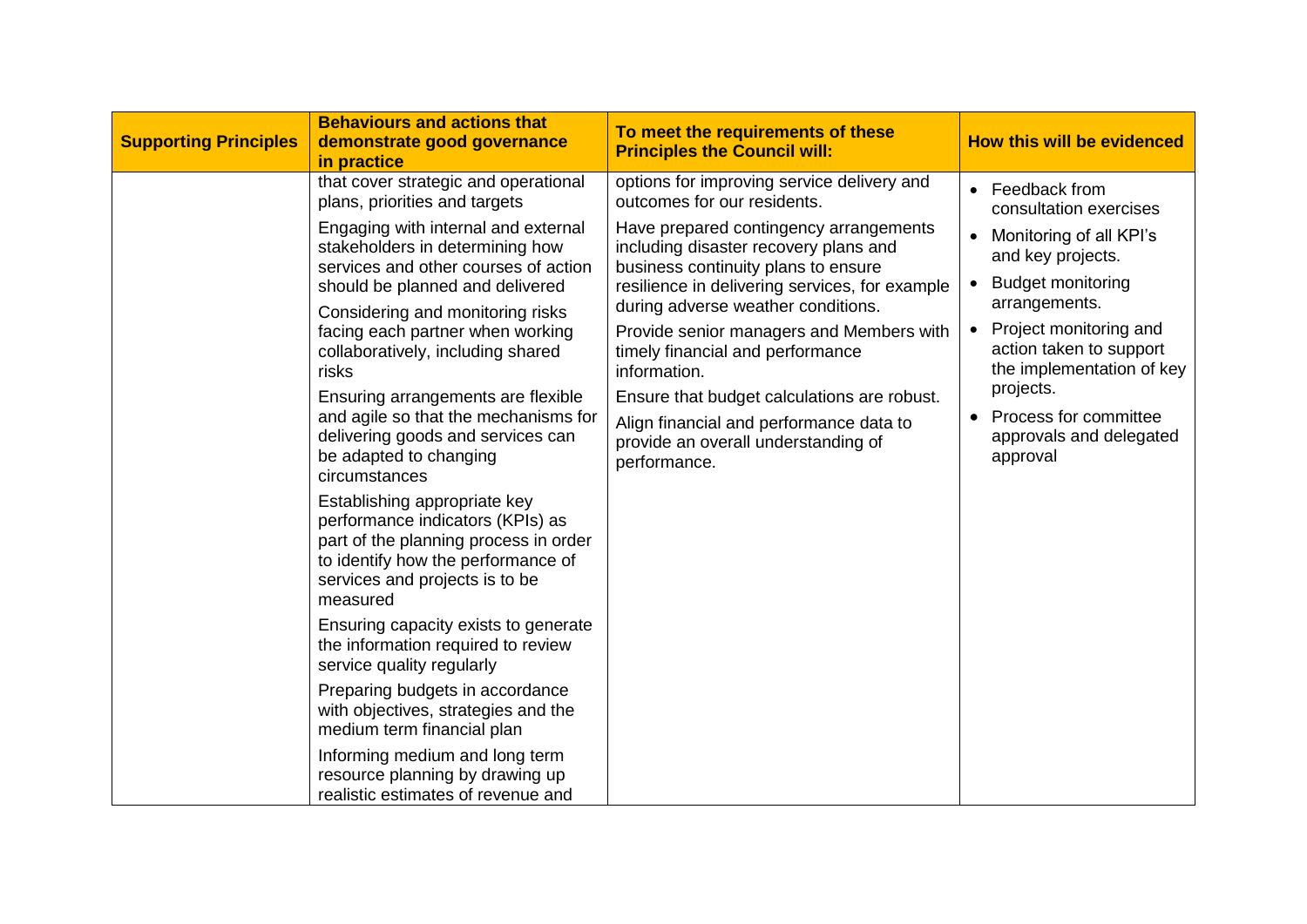| Supporting Principles | Behaviours and actions that demonstrate good governance in practice | To meet the requirements of these Principles the Council will: | How this will be evidenced |
|---|---|---|---|
| | that cover strategic and operational plans, priorities and targets<br><br>Engaging with internal and external stakeholders in determining how services and other courses of action should be planned and delivered<br><br>Considering and monitoring risks facing each partner when working collaboratively, including shared risks<br><br>Ensuring arrangements are flexible and agile so that the mechanisms for delivering goods and services can be adapted to changing circumstances<br><br>Establishing appropriate key performance indicators (KPIs) as part of the planning process in order to identify how the performance of services and projects is to be measured<br><br>Ensuring capacity exists to generate the information required to review service quality regularly<br><br>Preparing budgets in accordance with objectives, strategies and the medium term financial plan<br><br>Informing medium and long term resource planning by drawing up realistic estimates of revenue and | options for improving service delivery and outcomes for our residents.<br><br>Have prepared contingency arrangements including disaster recovery plans and business continuity plans to ensure resilience in delivering services, for example during adverse weather conditions.<br><br>Provide senior managers and Members with timely financial and performance information.<br><br>Ensure that budget calculations are robust.<br><br>Align financial and performance data to provide an overall understanding of performance. | • Feedback from consultation exercises<br>• Monitoring of all KPI's and key projects.<br>• Budget monitoring arrangements.<br>• Project monitoring and action taken to support the implementation of key projects.<br>• Process for committee approvals and delegated approval |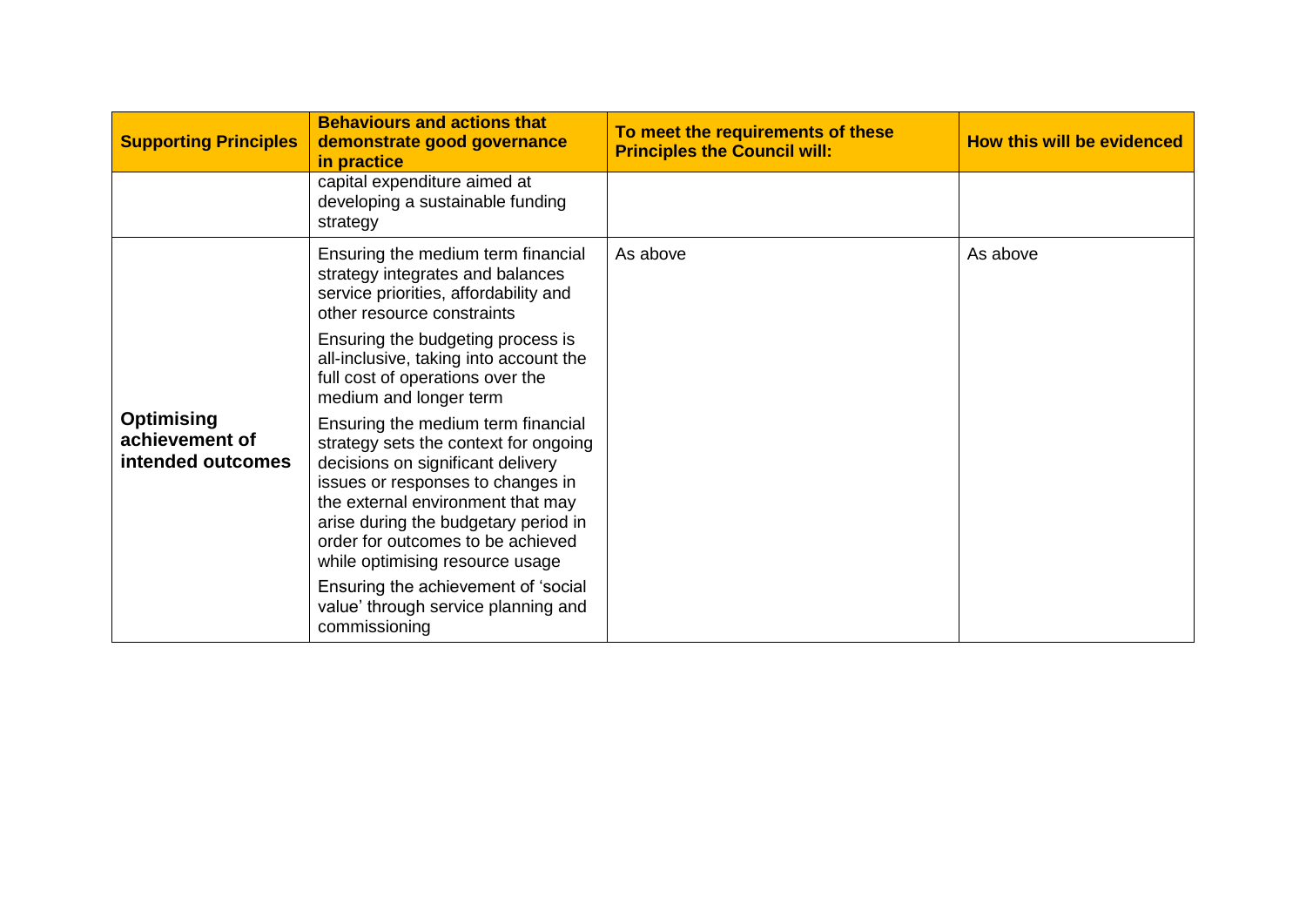| Supporting Principles | Behaviours and actions that demonstrate good governance in practice | To meet the requirements of these Principles the Council will: | How this will be evidenced |
|---|---|---|---|
| | capital expenditure aimed at developing a sustainable funding strategy | | |
| **Optimising achievement of intended outcomes** | Ensuring the medium term financial strategy integrates and balances service priorities, affordability and other resource constraints<br><br>Ensuring the budgeting process is all-inclusive, taking into account the full cost of operations over the medium and longer term<br><br>Ensuring the medium term financial strategy sets the context for ongoing decisions on significant delivery issues or responses to changes in the external environment that may arise during the budgetary period in order for outcomes to be achieved while optimising resource usage<br><br>Ensuring the achievement of 'social value' through service planning and commissioning | As above | As above |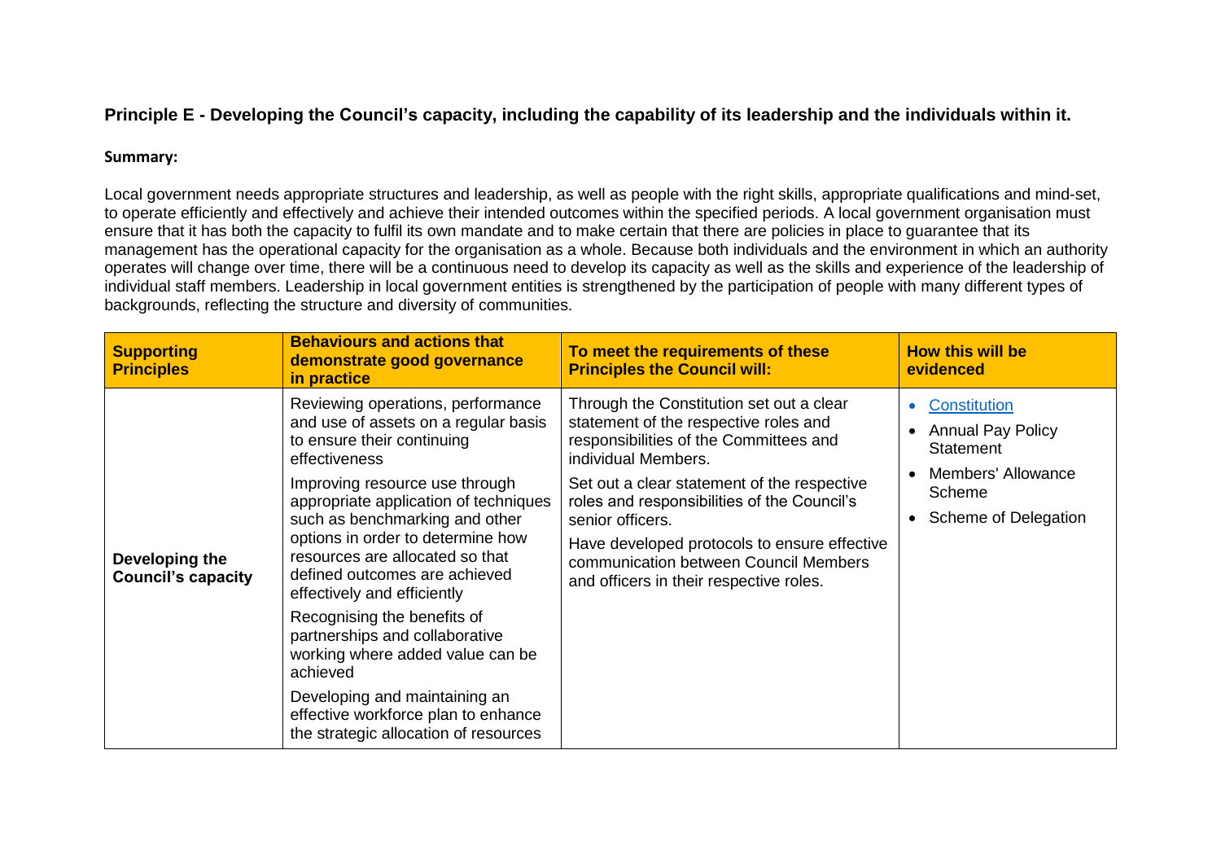## Principle E - Developing the Council's capacity, including the capability of its leadership and the individuals within it.

**Summary:**

Local government needs appropriate structures and leadership, as well as people with the right skills, appropriate qualifications and mind-set, to operate efficiently and effectively and achieve their intended outcomes within the specified periods. A local government organisation must ensure that it has both the capacity to fulfil its own mandate and to make certain that there are policies in place to guarantee that its management has the operational capacity for the organisation as a whole. Because both individuals and the environment in which an authority operates will change over time, there will be a continuous need to develop its capacity as well as the skills and experience of the leadership of individual staff members. Leadership in local government entities is strengthened by the participation of people with many different types of backgrounds, reflecting the structure and diversity of communities.

| Supporting Principles | Behaviours and actions that demonstrate good governance in practice | To meet the requirements of these Principles the Council will: | How this will be evidenced |
|---|---|---|---|
| **Developing the Council's capacity** | Reviewing operations, performance and use of assets on a regular basis to ensure their continuing effectiveness<br><br>Improving resource use through appropriate application of techniques such as benchmarking and other options in order to determine how resources are allocated so that defined outcomes are achieved effectively and efficiently<br><br>Recognising the benefits of partnerships and collaborative working where added value can be achieved<br><br>Developing and maintaining an effective workforce plan to enhance the strategic allocation of resources | Through the Constitution set out a clear statement of the respective roles and responsibilities of the Committees and individual Members.<br><br>Set out a clear statement of the respective roles and responsibilities of the Council's senior officers.<br><br>Have developed protocols to ensure effective communication between Council Members and officers in their respective roles. | • Constitution<br>• Annual Pay Policy Statement<br>• Members' Allowance Scheme<br>• Scheme of Delegation |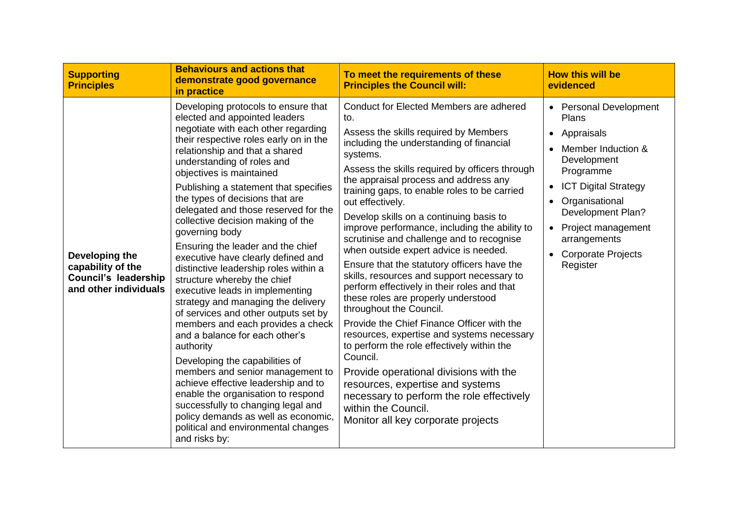| Supporting Principles | Behaviours and actions that demonstrate good governance in practice | To meet the requirements of these Principles the Council will: | How this will be evidenced |
|---|---|---|---|
| **Developing the capability of the Council's leadership and other individuals** | Developing protocols to ensure that elected and appointed leaders negotiate with each other regarding their respective roles early on in the relationship and that a shared understanding of roles and objectives is maintained<br><br>Publishing a statement that specifies the types of decisions that are delegated and those reserved for the collective decision making of the governing body<br><br>Ensuring the leader and the chief executive have clearly defined and distinctive leadership roles within a structure whereby the chief executive leads in implementing strategy and managing the delivery of services and other outputs set by members and each provides a check and a balance for each other's authority<br><br>Developing the capabilities of members and senior management to achieve effective leadership and to enable the organisation to respond successfully to changing legal and policy demands as well as economic, political and environmental changes and risks by: | Conduct for Elected Members are adhered to.<br><br>Assess the skills required by Members including the understanding of financial systems.<br><br>Assess the skills required by officers through the appraisal process and address any training gaps, to enable roles to be carried out effectively.<br><br>Develop skills on a continuing basis to improve performance, including the ability to scrutinise and challenge and to recognise when outside expert advice is needed.<br><br>Ensure that the statutory officers have the skills, resources and support necessary to perform effectively in their roles and that these roles are properly understood throughout the Council.<br><br>Provide the Chief Finance Officer with the resources, expertise and systems necessary to perform the role effectively within the Council.<br><br>Provide operational divisions with the resources, expertise and systems necessary to perform the role effectively within the Council.<br>Monitor all key corporate projects | • Personal Development Plans<br>• Appraisals<br>• Member Induction & Development Programme<br>• ICT Digital Strategy<br>• Organisational Development Plan?<br>• Project management arrangements<br>• Corporate Projects Register |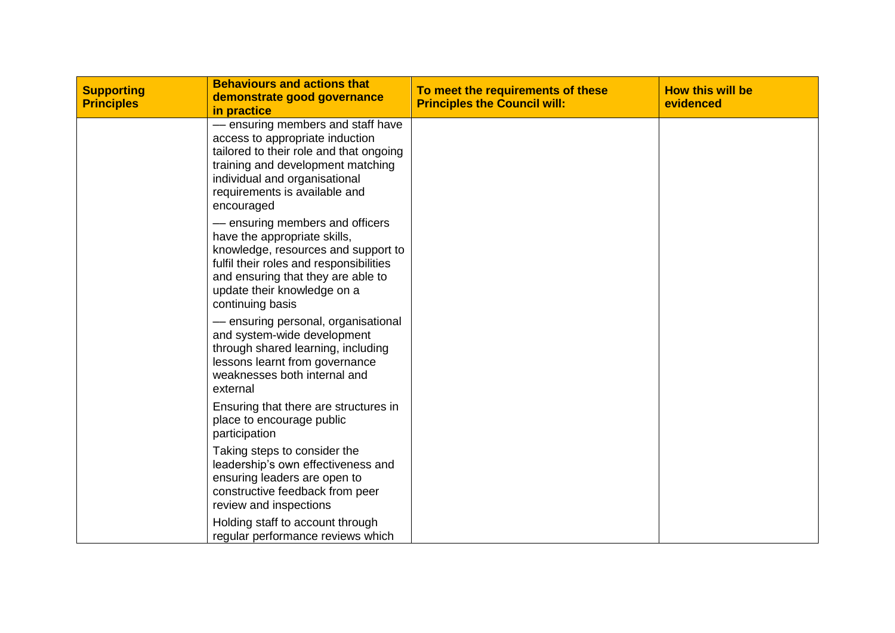| Supporting Principles | Behaviours and actions that demonstrate good governance in practice | To meet the requirements of these Principles the Council will: | How this will be evidenced |
| --- | --- | --- | --- |
| | — ensuring members and staff have access to appropriate induction tailored to their role and that ongoing training and development matching individual and organisational requirements is available and encouraged<br><br>— ensuring members and officers have the appropriate skills, knowledge, resources and support to fulfil their roles and responsibilities and ensuring that they are able to update their knowledge on a continuing basis<br><br>— ensuring personal, organisational and system-wide development through shared learning, including lessons learnt from governance weaknesses both internal and external<br><br>Ensuring that there are structures in place to encourage public participation<br><br>Taking steps to consider the leadership's own effectiveness and ensuring leaders are open to constructive feedback from peer review and inspections<br><br>Holding staff to account through regular performance reviews which | | |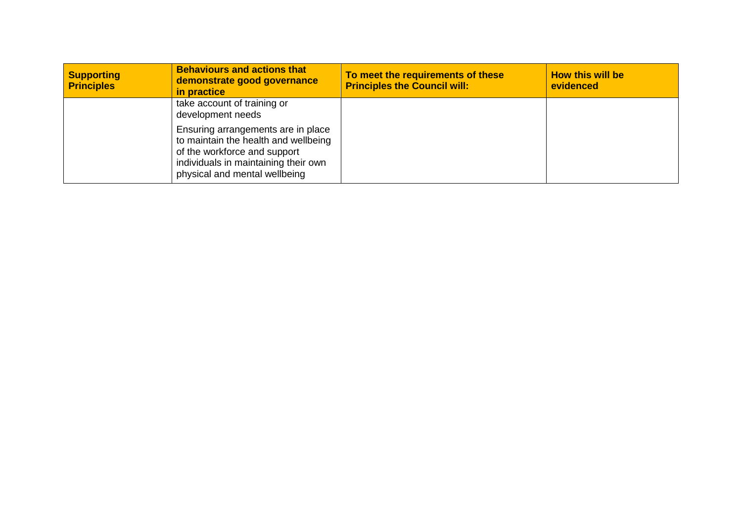| Supporting Principles | Behaviours and actions that demonstrate good governance in practice | To meet the requirements of these Principles the Council will: | How this will be evidenced |
| --- | --- | --- | --- |
| | take account of training or development needs<br><br>Ensuring arrangements are in place to maintain the health and wellbeing of the workforce and support individuals in maintaining their own physical and mental wellbeing | | |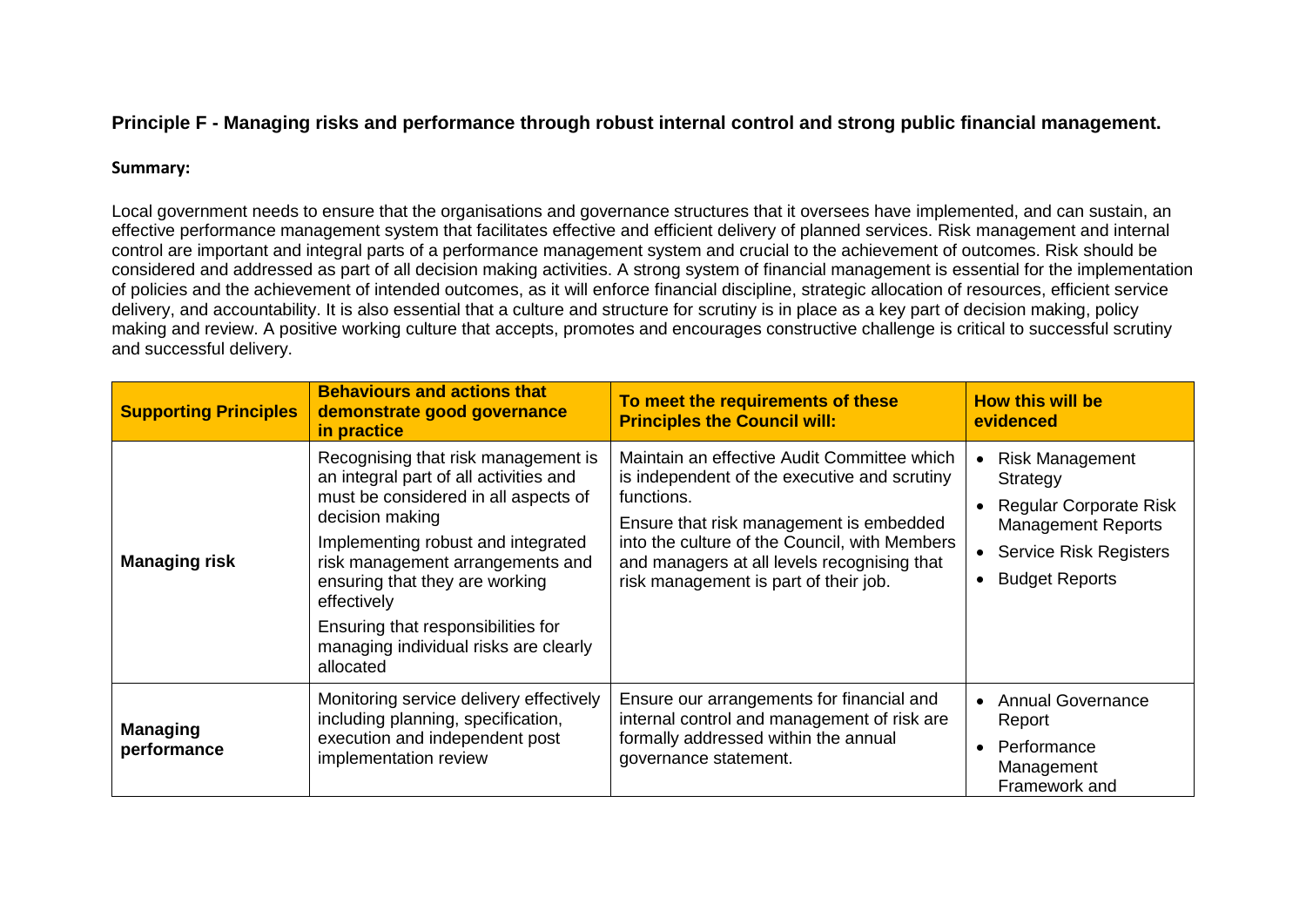## Principle F - Managing risks and performance through robust internal control and strong public financial management.

**Summary:**

Local government needs to ensure that the organisations and governance structures that it oversees have implemented, and can sustain, an effective performance management system that facilitates effective and efficient delivery of planned services. Risk management and internal control are important and integral parts of a performance management system and crucial to the achievement of outcomes. Risk should be considered and addressed as part of all decision making activities. A strong system of financial management is essential for the implementation of policies and the achievement of intended outcomes, as it will enforce financial discipline, strategic allocation of resources, efficient service delivery, and accountability. It is also essential that a culture and structure for scrutiny is in place as a key part of decision making, policy making and review. A positive working culture that accepts, promotes and encourages constructive challenge is critical to successful scrutiny and successful delivery.

| Supporting Principles | Behaviours and actions that demonstrate good governance in practice | To meet the requirements of these Principles the Council will: | How this will be evidenced |
|---|---|---|---|
| **Managing risk** | Recognising that risk management is an integral part of all activities and must be considered in all aspects of decision making<br><br>Implementing robust and integrated risk management arrangements and ensuring that they are working effectively<br><br>Ensuring that responsibilities for managing individual risks are clearly allocated | Maintain an effective Audit Committee which is independent of the executive and scrutiny functions.<br><br>Ensure that risk management is embedded into the culture of the Council, with Members and managers at all levels recognising that risk management is part of their job. | • Risk Management Strategy<br>• Regular Corporate Risk Management Reports<br>• Service Risk Registers<br>• Budget Reports |
| **Managing performance** | Monitoring service delivery effectively including planning, specification, execution and independent post implementation review | Ensure our arrangements for financial and internal control and management of risk are formally addressed within the annual governance statement. | • Annual Governance Report<br>• Performance Management Framework and |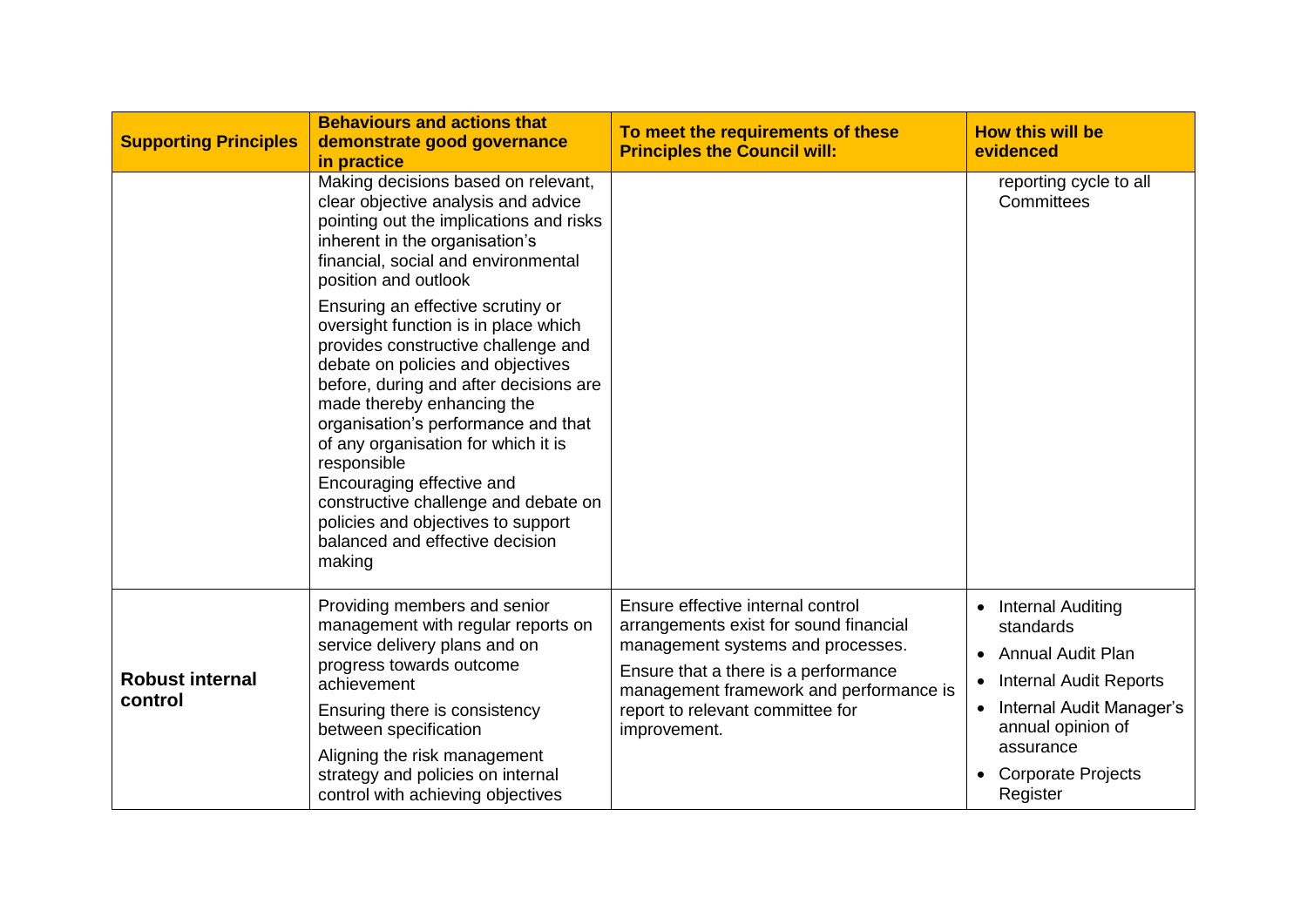| Supporting Principles | Behaviours and actions that demonstrate good governance in practice | To meet the requirements of these Principles the Council will: | How this will be evidenced |
|---|---|---|---|
| | Making decisions based on relevant, clear objective analysis and advice pointing out the implications and risks inherent in the organisation's financial, social and environmental position and outlook<br><br>Ensuring an effective scrutiny or oversight function is in place which provides constructive challenge and debate on policies and objectives before, during and after decisions are made thereby enhancing the organisation's performance and that of any organisation for which it is responsible<br>Encouraging effective and constructive challenge and debate on policies and objectives to support balanced and effective decision making | | reporting cycle to all Committees |
| **Robust internal control** | Providing members and senior management with regular reports on service delivery plans and on progress towards outcome achievement<br><br>Ensuring there is consistency between specification<br><br>Aligning the risk management strategy and policies on internal control with achieving objectives | Ensure effective internal control arrangements exist for sound financial management systems and processes.<br><br>Ensure that a there is a performance management framework and performance is report to relevant committee for improvement. | • Internal Auditing standards<br>• Annual Audit Plan<br>• Internal Audit Reports<br>• Internal Audit Manager's annual opinion of assurance<br>• Corporate Projects Register |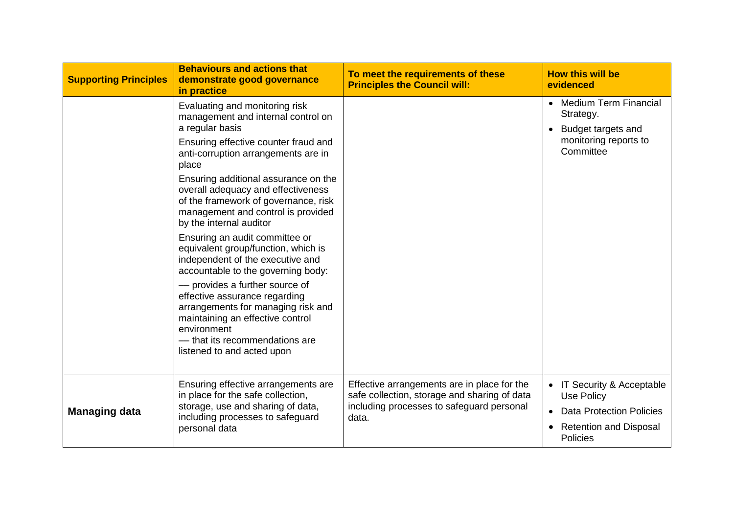| Supporting Principles | Behaviours and actions that demonstrate good governance in practice | To meet the requirements of these Principles the Council will: | How this will be evidenced |
|---|---|---|---|
| | Evaluating and monitoring risk management and internal control on a regular basis<br><br>Ensuring effective counter fraud and anti-corruption arrangements are in place<br><br>Ensuring additional assurance on the overall adequacy and effectiveness of the framework of governance, risk management and control is provided by the internal auditor<br><br>Ensuring an audit committee or equivalent group/function, which is independent of the executive and accountable to the governing body:<br><br>— provides a further source of effective assurance regarding arrangements for managing risk and maintaining an effective control environment<br>— that its recommendations are listened to and acted upon | | • Medium Term Financial Strategy.<br>• Budget targets and monitoring reports to Committee |
| **Managing data** | Ensuring effective arrangements are in place for the safe collection, storage, use and sharing of data, including processes to safeguard personal data | Effective arrangements are in place for the safe collection, storage and sharing of data including processes to safeguard personal data. | • IT Security & Acceptable Use Policy<br>• Data Protection Policies<br>• Retention and Disposal Policies |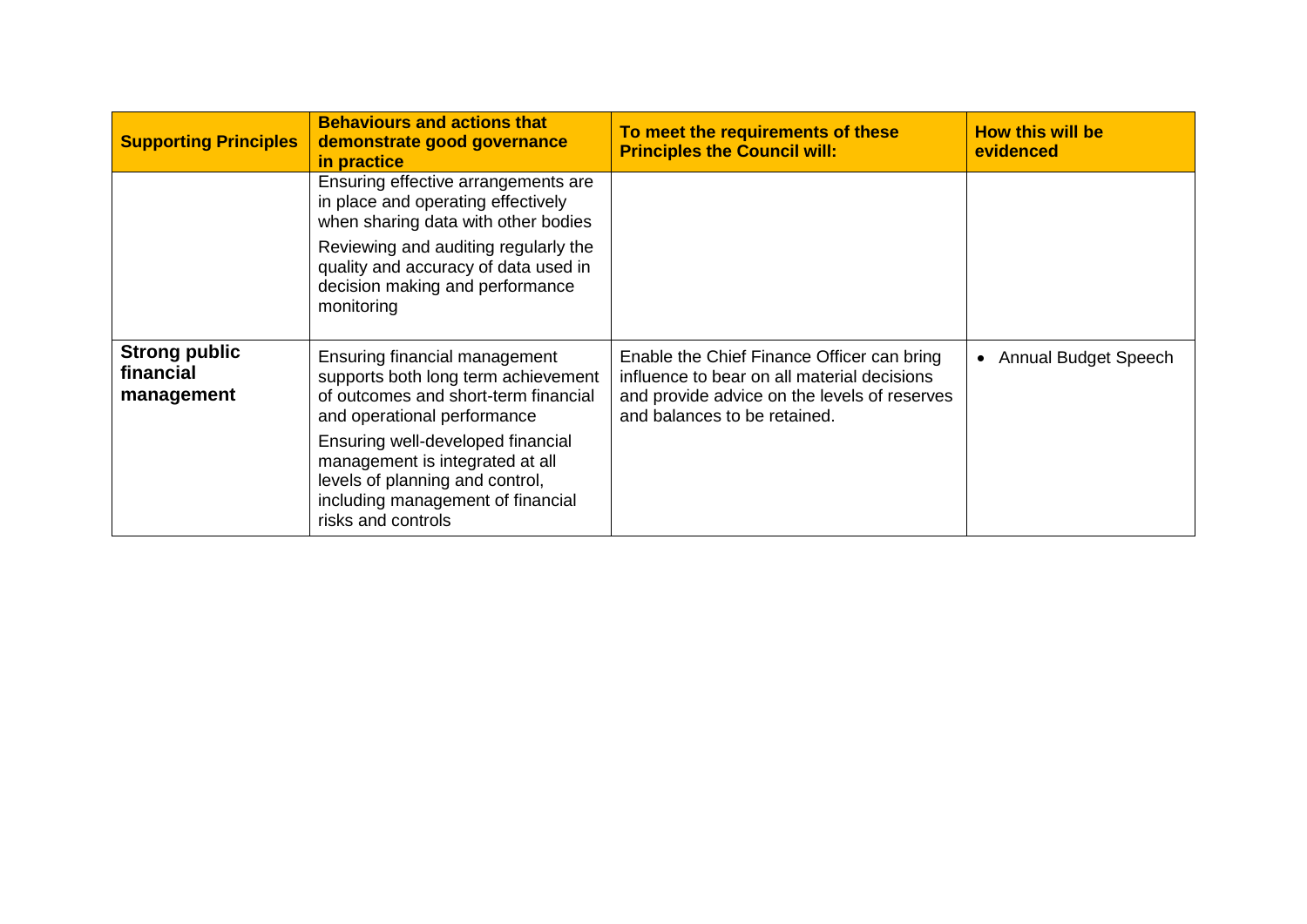| Supporting Principles | Behaviours and actions that demonstrate good governance in practice | To meet the requirements of these Principles the Council will: | How this will be evidenced |
|---|---|---|---|
| | Ensuring effective arrangements are in place and operating effectively when sharing data with other bodies<br><br>Reviewing and auditing regularly the quality and accuracy of data used in decision making and performance monitoring | | |
| **Strong public financial management** | Ensuring financial management supports both long term achievement of outcomes and short-term financial and operational performance<br><br>Ensuring well-developed financial management is integrated at all levels of planning and control, including management of financial risks and controls | Enable the Chief Finance Officer can bring influence to bear on all material decisions and provide advice on the levels of reserves and balances to be retained. | • Annual Budget Speech |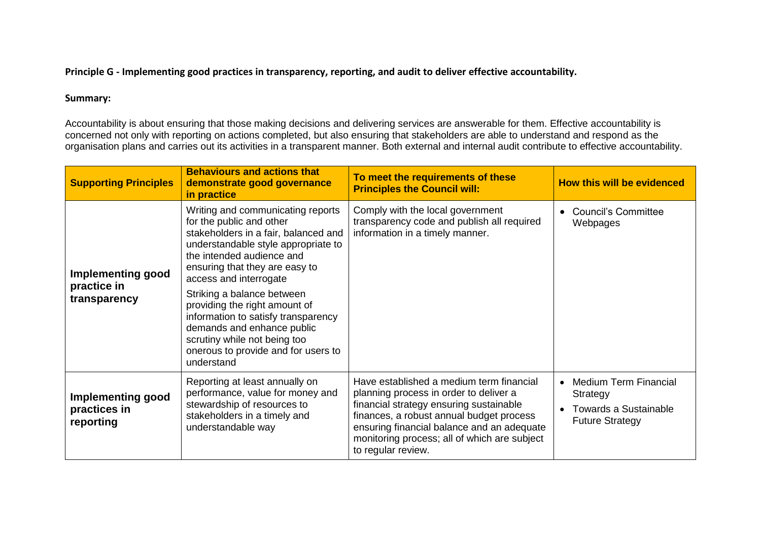**Principle G - Implementing good practices in transparency, reporting, and audit to deliver effective accountability.**

**Summary:**

Accountability is about ensuring that those making decisions and delivering services are answerable for them. Effective accountability is concerned not only with reporting on actions completed, but also ensuring that stakeholders are able to understand and respond as the organisation plans and carries out its activities in a transparent manner. Both external and internal audit contribute to effective accountability.

| Supporting Principles | Behaviours and actions that demonstrate good governance in practice | To meet the requirements of these Principles the Council will: | How this will be evidenced |
|---|---|---|---|
| **Implementing good practice in transparency** | Writing and communicating reports for the public and other stakeholders in a fair, balanced and understandable style appropriate to the intended audience and ensuring that they are easy to access and interrogate<br><br>Striking a balance between providing the right amount of information to satisfy transparency demands and enhance public scrutiny while not being too onerous to provide and for users to understand | Comply with the local government transparency code and publish all required information in a timely manner. | • Council's Committee Webpages |
| **Implementing good practices in reporting** | Reporting at least annually on performance, value for money and stewardship of resources to stakeholders in a timely and understandable way | Have established a medium term financial planning process in order to deliver a financial strategy ensuring sustainable finances, a robust annual budget process ensuring financial balance and an adequate monitoring process; all of which are subject to regular review. | • Medium Term Financial Strategy<br>• Towards a Sustainable Future Strategy |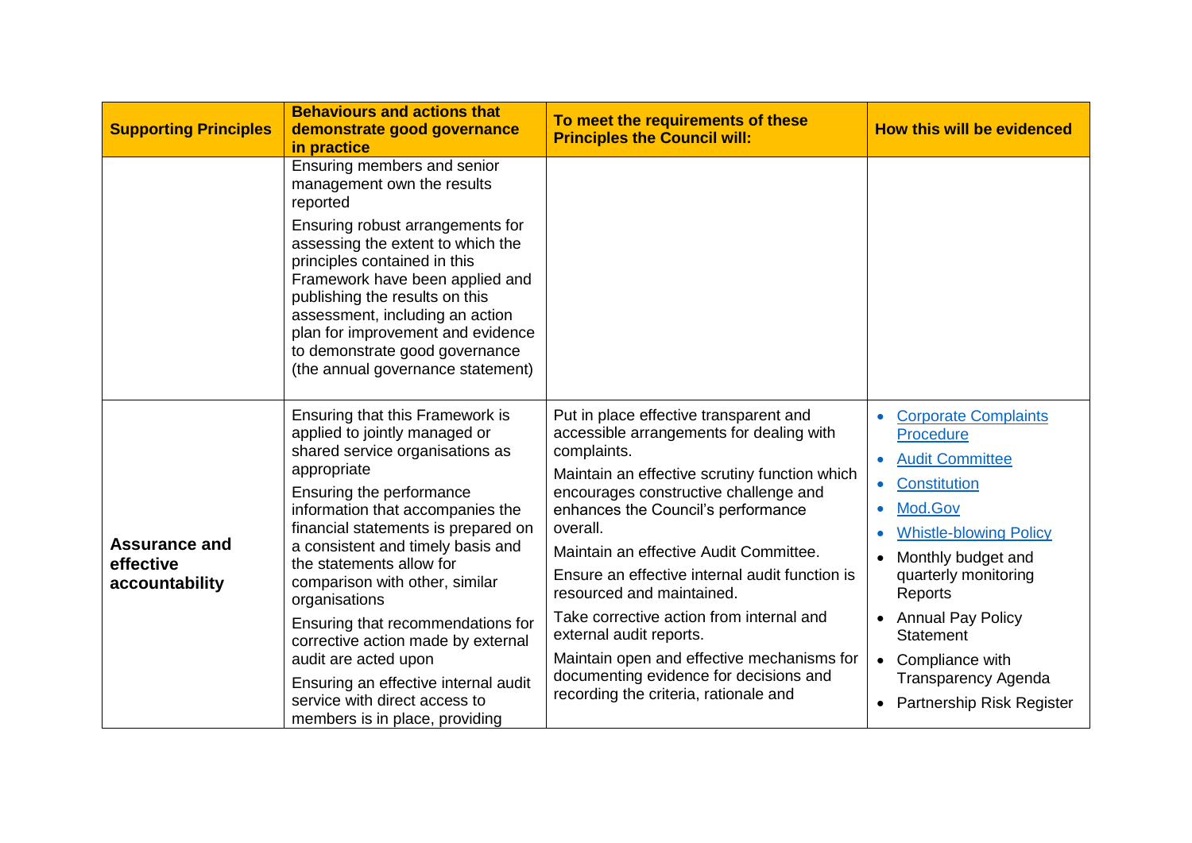| Supporting Principles | Behaviours and actions that demonstrate good governance in practice | To meet the requirements of these Principles the Council will: | How this will be evidenced |
|---|---|---|---|
| | Ensuring members and senior management own the results reported<br><br>Ensuring robust arrangements for assessing the extent to which the principles contained in this Framework have been applied and publishing the results on this assessment, including an action plan for improvement and evidence to demonstrate good governance (the annual governance statement) | | |
| **Assurance and effective accountability** | Ensuring that this Framework is applied to jointly managed or shared service organisations as appropriate<br><br>Ensuring the performance information that accompanies the financial statements is prepared on a consistent and timely basis and the statements allow for comparison with other, similar organisations<br><br>Ensuring that recommendations for corrective action made by external audit are acted upon<br><br>Ensuring an effective internal audit service with direct access to members is in place, providing | Put in place effective transparent and accessible arrangements for dealing with complaints.<br><br>Maintain an effective scrutiny function which encourages constructive challenge and enhances the Council's performance overall.<br><br>Maintain an effective Audit Committee.<br><br>Ensure an effective internal audit function is resourced and maintained.<br><br>Take corrective action from internal and external audit reports.<br><br>Maintain open and effective mechanisms for documenting evidence for decisions and recording the criteria, rationale and | • Corporate Complaints Procedure<br>• Audit Committee<br>• Constitution<br>• Mod.Gov<br>• Whistle-blowing Policy<br>• Monthly budget and quarterly monitoring Reports<br>• Annual Pay Policy Statement<br>• Compliance with Transparency Agenda<br>• Partnership Risk Register |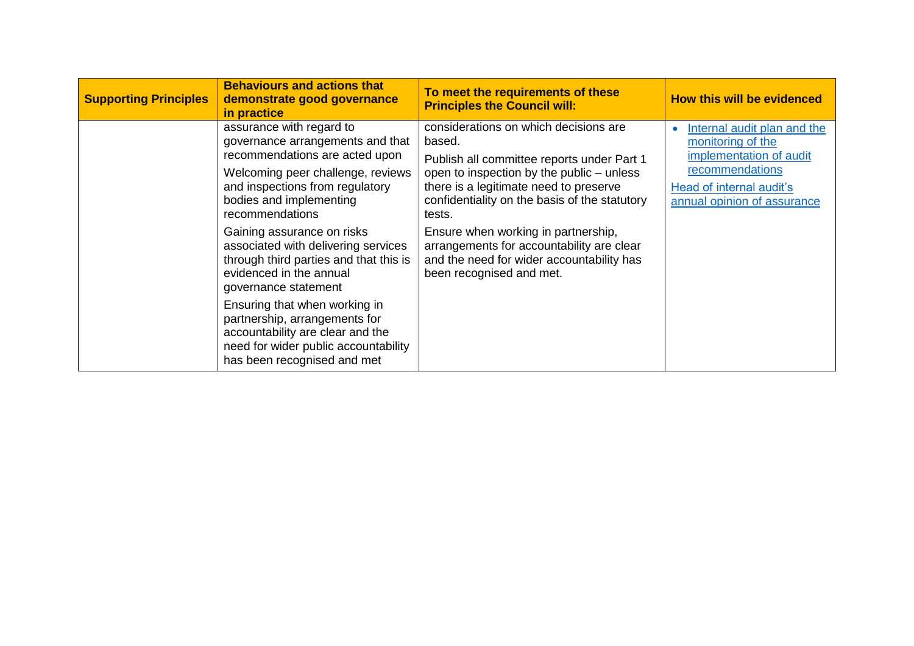| Supporting Principles | Behaviours and actions that demonstrate good governance in practice | To meet the requirements of these Principles the Council will: | How this will be evidenced |
|---|---|---|---|
| | assurance with regard to governance arrangements and that recommendations are acted upon<br><br>Welcoming peer challenge, reviews and inspections from regulatory bodies and implementing recommendations<br><br>Gaining assurance on risks associated with delivering services through third parties and that this is evidenced in the annual governance statement<br><br>Ensuring that when working in partnership, arrangements for accountability are clear and the need for wider public accountability has been recognised and met | considerations on which decisions are based.<br><br>Publish all committee reports under Part 1 open to inspection by the public – unless there is a legitimate need to preserve confidentiality on the basis of the statutory tests.<br><br>Ensure when working in partnership, arrangements for accountability are clear and the need for wider accountability has been recognised and met. | • Internal audit plan and the monitoring of the implementation of audit recommendations<br><br>Head of internal audit's annual opinion of assurance |